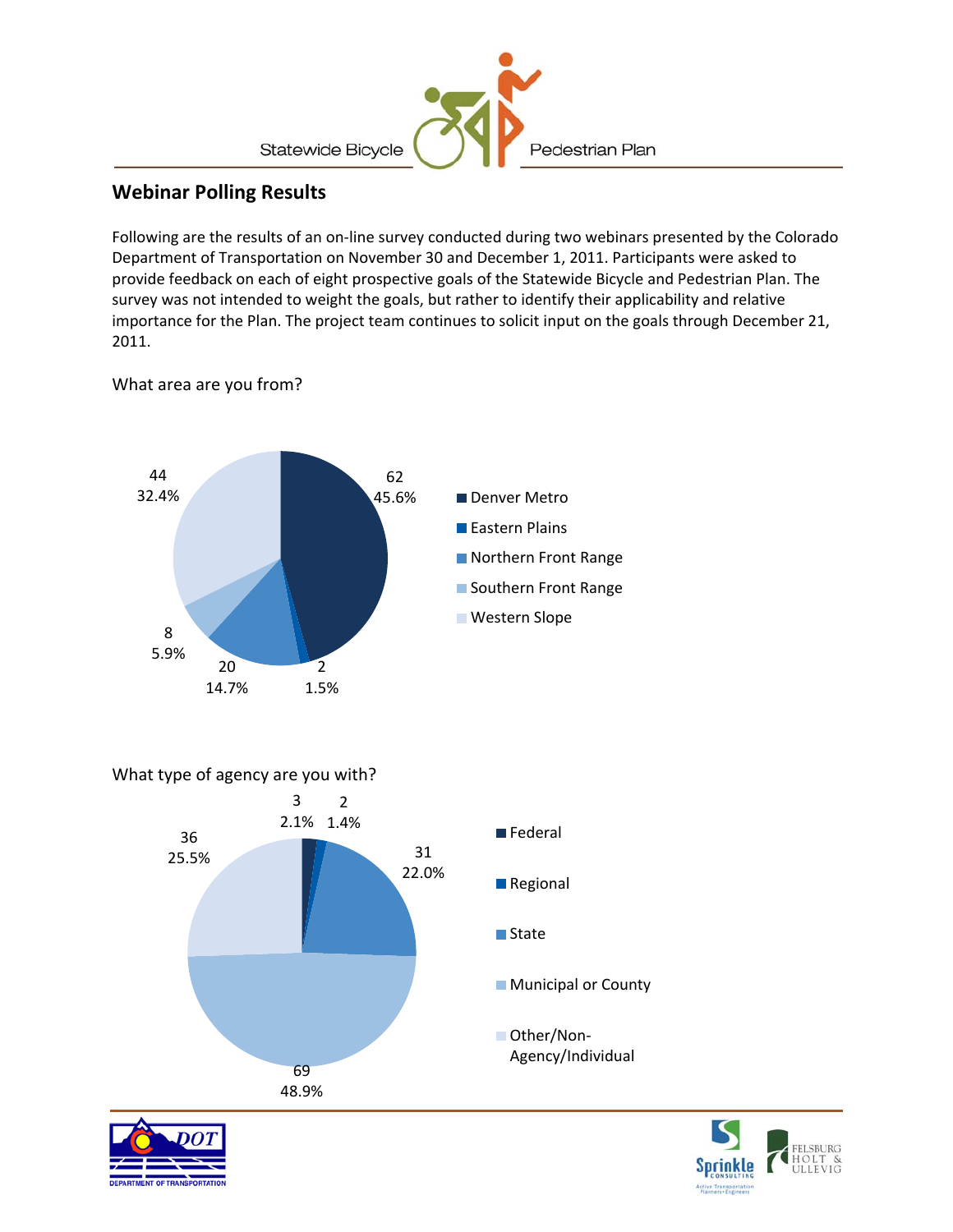# Webinar Polling Results

Following are the results of an on-line survey conducted during two webinars presented by the Colorado Department of Transportation on November 30 and December 1, 2011. Participants were asked to provide feedback on each of eight prospective goals of the Statewide Bicycle and Pedestrian Plan. The survey was not intended to weight the goals, but rather to identify their applicability and relative importance for the Plan. The project team continues to solicit input on the goals through December 21, 2011.

What area are you from?

| Area | Count | Percent |
|---|---|---|
| Denver Metro | 62 | 45.6% |
| Eastern Plains | 2 | 1.5% |
| Northern Front Range | 20 | 14.7% |
| Southern Front Range | 8 | 5.9% |
| Western Slope | 44 | 32.4% |

What type of agency are you with?

| Agency Type | Count | Percent |
|---|---|---|
| Federal | 3 | 2.1% |
| Regional | 2 | 1.4% |
| State | 31 | 22.0% |
| Municipal or County | 69 | 48.9% |
| Other/Non-Agency/Individual | 36 | 25.5% |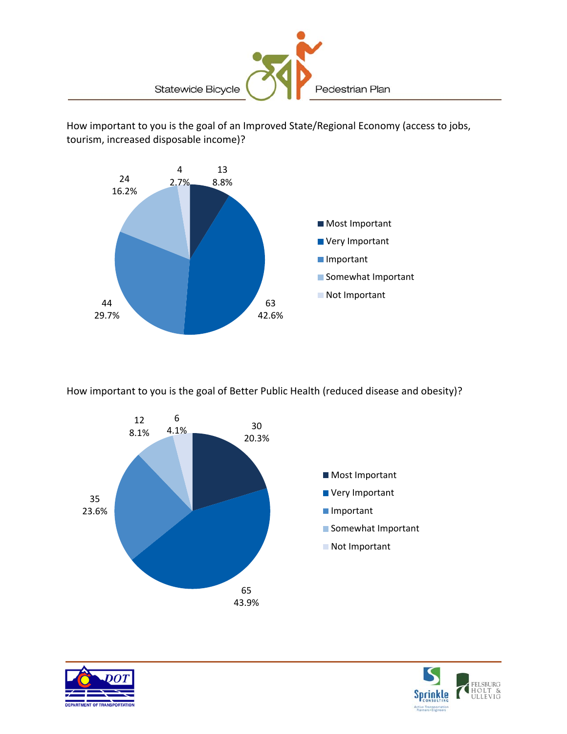How important to you is the goal of an Improved State/Regional Economy (access to jobs, tourism, increased disposable income)?

| Response | Count | Percent |
| --- | --- | --- |
| Most Important | 13 | 8.8% |
| Very Important | 63 | 42.6% |
| Important | 44 | 29.7% |
| Somewhat Important | 24 | 16.2% |
| Not Important | 4 | 2.7% |

How important to you is the goal of Better Public Health (reduced disease and obesity)?

| Response | Count | Percent |
| --- | --- | --- |
| Most Important | 30 | 20.3% |
| Very Important | 65 | 43.9% |
| Important | 35 | 23.6% |
| Somewhat Important | 12 | 8.1% |
| Not Important | 6 | 4.1% |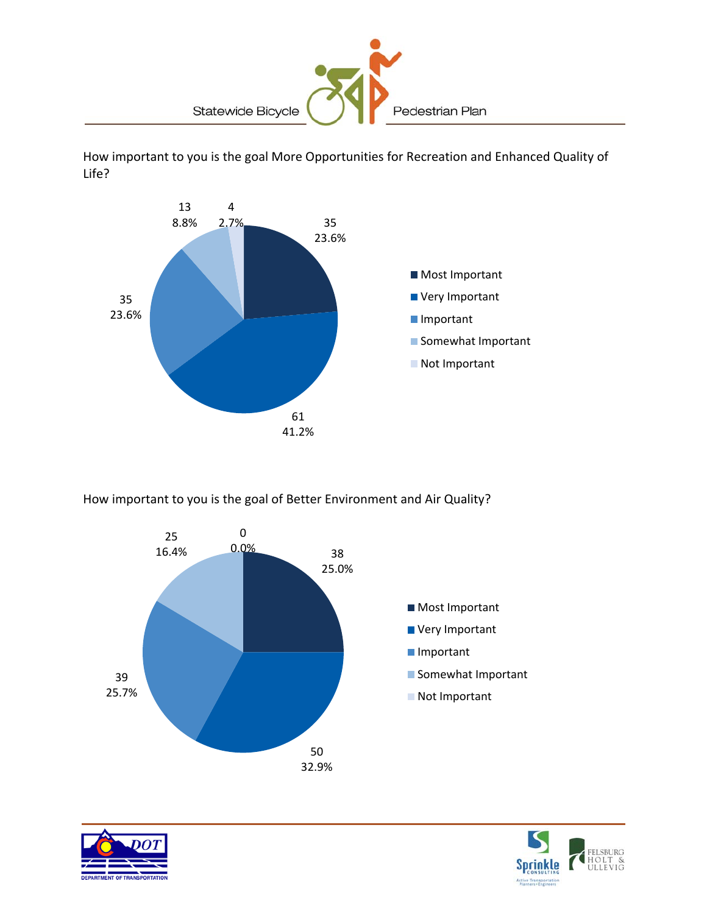How important to you is the goal More Opportunities for Recreation and Enhanced Quality of Life?

| Response | Count | Percent |
| --- | --- | --- |
| Most Important | 35 | 23.6% |
| Very Important | 61 | 41.2% |
| Important | 35 | 23.6% |
| Somewhat Important | 13 | 8.8% |
| Not Important | 4 | 2.7% |

How important to you is the goal of Better Environment and Air Quality?

| Response | Count | Percent |
| --- | --- | --- |
| Most Important | 38 | 25.0% |
| Very Important | 50 | 32.9% |
| Important | 39 | 25.7% |
| Somewhat Important | 25 | 16.4% |
| Not Important | 0 | 0.0% |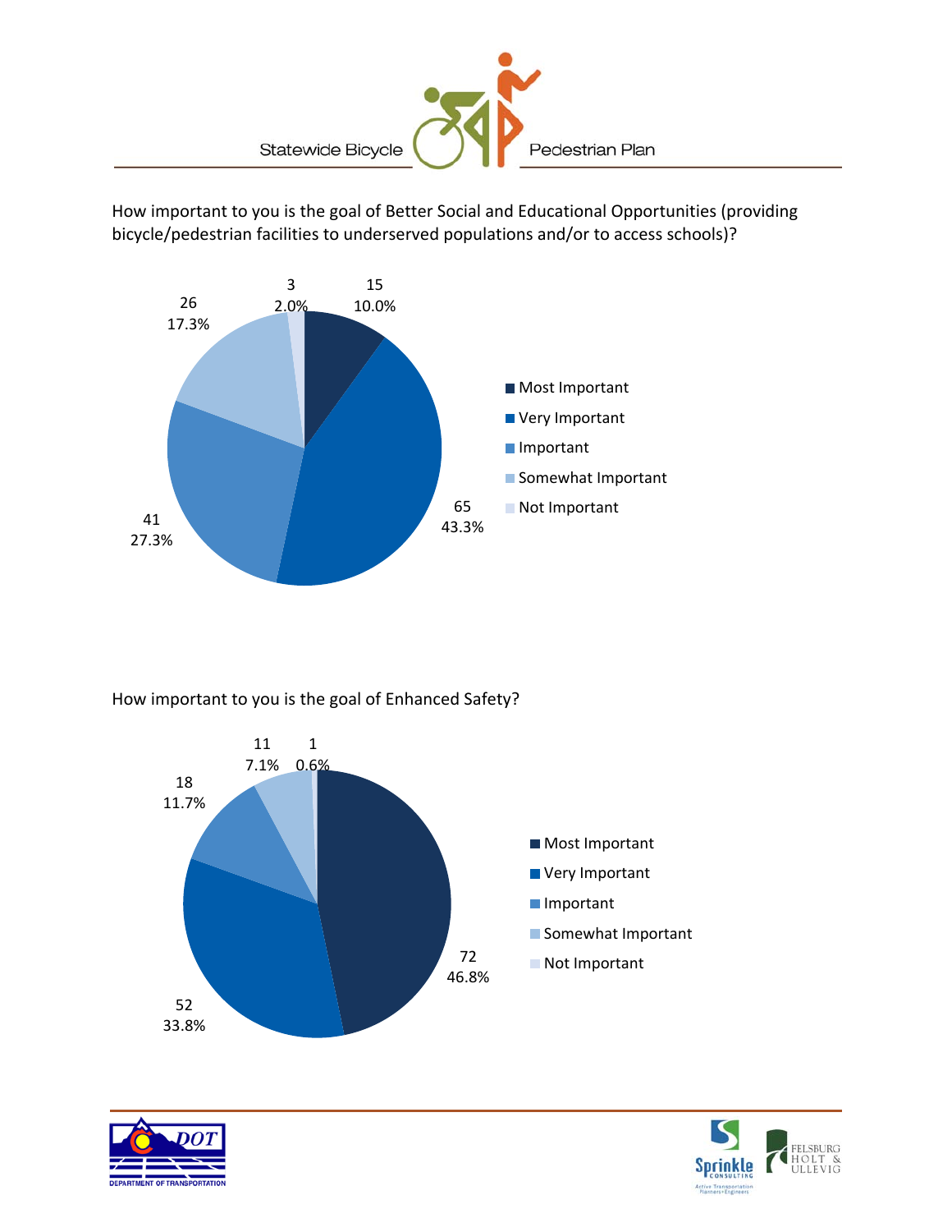How important to you is the goal of Better Social and Educational Opportunities (providing bicycle/pedestrian facilities to underserved populations and/or to access schools)?

| Response | Count | Percent |
| --- | --- | --- |
| Most Important | 15 | 10.0% |
| Very Important | 65 | 43.3% |
| Important | 41 | 27.3% |
| Somewhat Important | 26 | 17.3% |
| Not Important | 3 | 2.0% |

How important to you is the goal of Enhanced Safety?

| Response | Count | Percent |
| --- | --- | --- |
| Most Important | 72 | 46.8% |
| Very Important | 52 | 33.8% |
| Important | 18 | 11.7% |
| Somewhat Important | 11 | 7.1% |
| Not Important | 1 | 0.6% |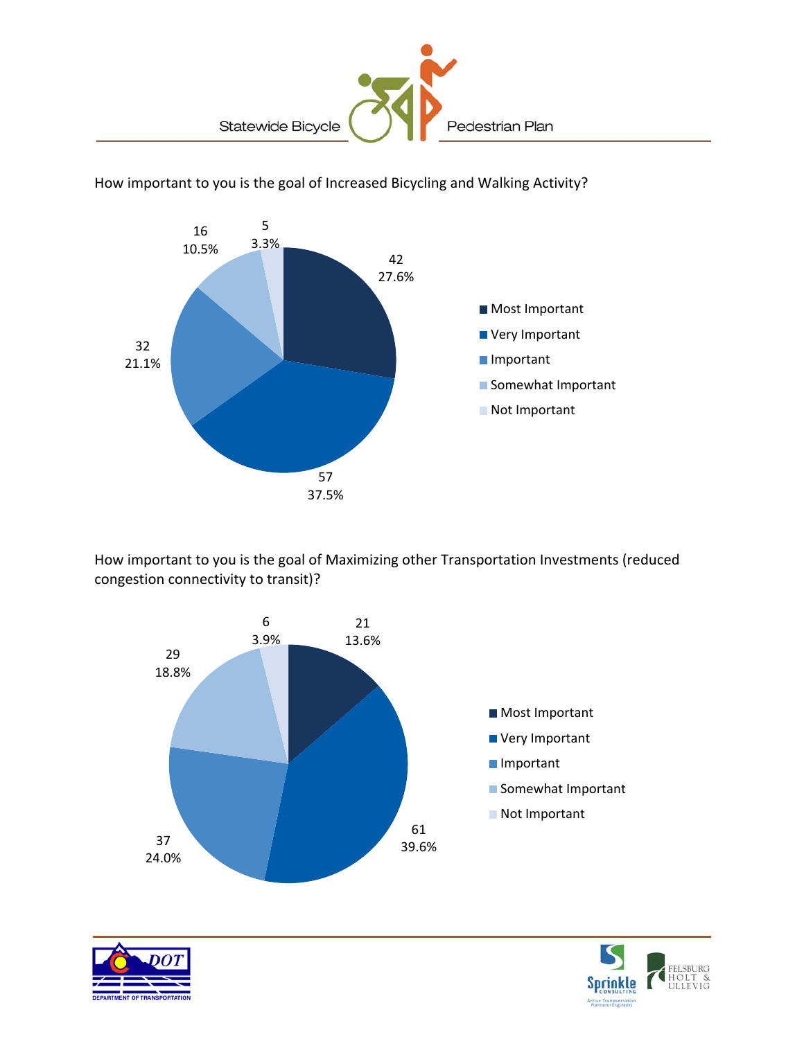How important to you is the goal of Increased Bicycling and Walking Activity?

| Response | Count | Percent |
|---|---|---|
| Most Important | 42 | 27.6% |
| Very Important | 57 | 37.5% |
| Important | 32 | 21.1% |
| Somewhat Important | 16 | 10.5% |
| Not Important | 5 | 3.3% |

How important to you is the goal of Maximizing other Transportation Investments (reduced congestion connectivity to transit)?

| Response | Count | Percent |
|---|---|---|
| Most Important | 21 | 13.6% |
| Very Important | 61 | 39.6% |
| Important | 37 | 24.0% |
| Somewhat Important | 29 | 18.8% |
| Not Important | 6 | 3.9% |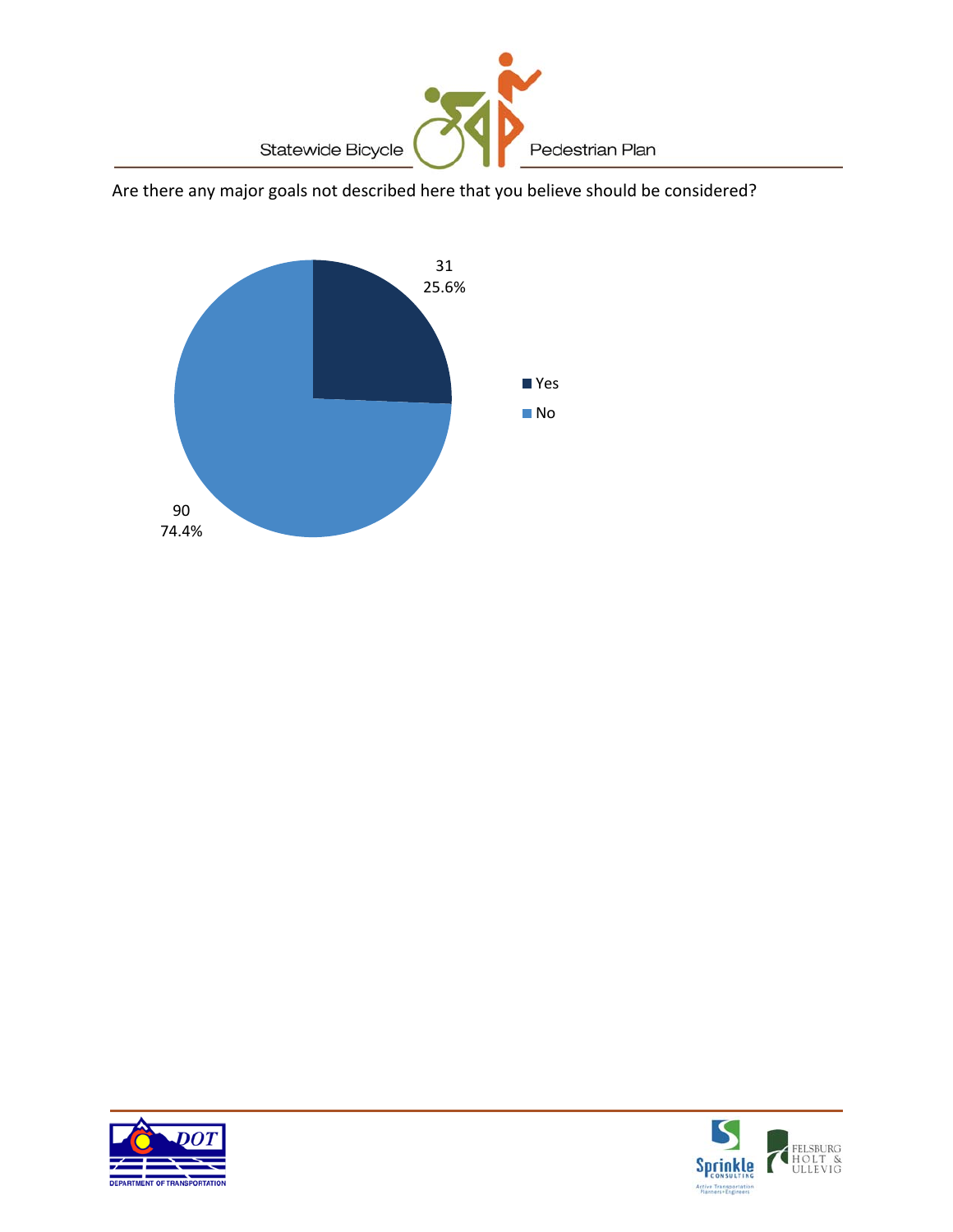Are there any major goals not described here that you believe should be considered?

31
25.6%

Yes
No

90
74.4%